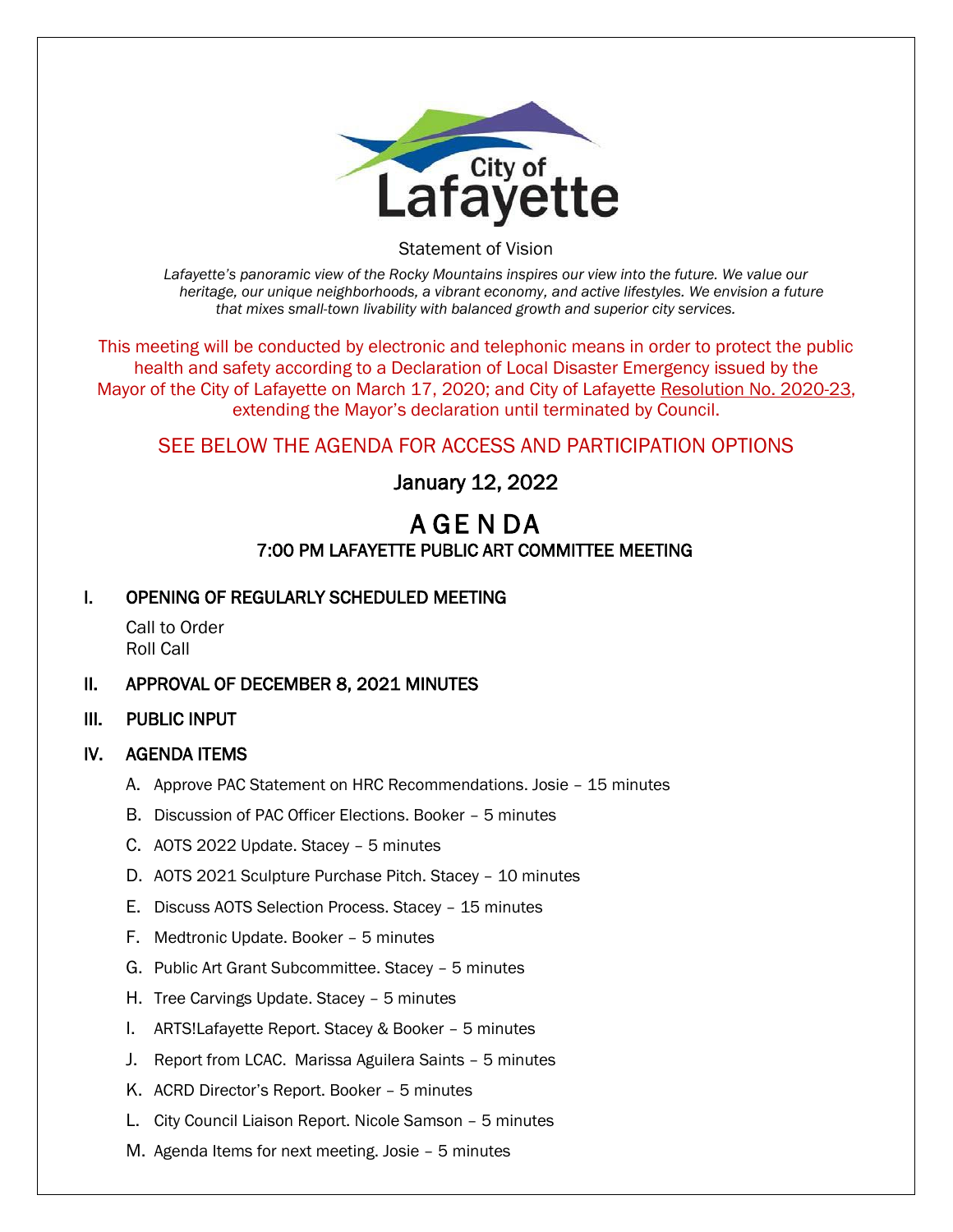City of Lafayette

Statement of Vision

*Lafayette's panoramic view of the Rocky Mountains inspires our view into the future. We value our heritage, our unique neighborhoods, a vibrant economy, and active lifestyles. We envision a future that mixes small-town livability with balanced growth and superior city services.*

This meeting will be conducted by electronic and telephonic means in order to protect the public health and safety according to a Declaration of Local Disaster Emergency issued by the Mayor of the City of Lafayette on March 17, 2020; and City of Lafayette Resolution No. 2020-23, extending the Mayor's declaration until terminated by Council.

SEE BELOW THE AGENDA FOR ACCESS AND PARTICIPATION OPTIONS

January 12, 2022

# AGENDA

## 7:00 PM LAFAYETTE PUBLIC ART COMMITTEE MEETING

## I. OPENING OF REGULARLY SCHEDULED MEETING

Call to Order
Roll Call

## II. APPROVAL OF DECEMBER 8, 2021 MINUTES

## III. PUBLIC INPUT

## IV. AGENDA ITEMS

A. Approve PAC Statement on HRC Recommendations. Josie – 15 minutes

B. Discussion of PAC Officer Elections. Booker – 5 minutes

C. AOTS 2022 Update. Stacey – 5 minutes

D. AOTS 2021 Sculpture Purchase Pitch. Stacey – 10 minutes

E. Discuss AOTS Selection Process. Stacey – 15 minutes

F. Medtronic Update. Booker – 5 minutes

G. Public Art Grant Subcommittee. Stacey – 5 minutes

H. Tree Carvings Update. Stacey – 5 minutes

I. ARTS!Lafayette Report. Stacey & Booker – 5 minutes

J. Report from LCAC. Marissa Aguilera Saints – 5 minutes

K. ACRD Director's Report. Booker – 5 minutes

L. City Council Liaison Report. Nicole Samson – 5 minutes

M. Agenda Items for next meeting. Josie – 5 minutes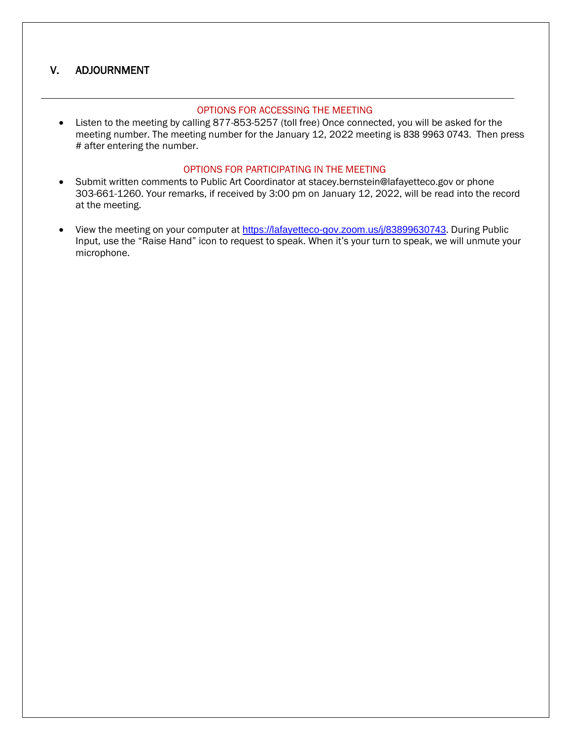## V. ADJOURNMENT

---

OPTIONS FOR ACCESSING THE MEETING

- Listen to the meeting by calling 877-853-5257 (toll free) Once connected, you will be asked for the meeting number. The meeting number for the January 12, 2022 meeting is 838 9963 0743. Then press # after entering the number.

OPTIONS FOR PARTICIPATING IN THE MEETING

- Submit written comments to Public Art Coordinator at stacey.bernstein@lafayetteco.gov or phone 303-661-1260. Your remarks, if received by 3:00 pm on January 12, 2022, will be read into the record at the meeting.

- View the meeting on your computer at [https://lafayetteco-gov.zoom.us/j/83899630743](https://lafayetteco-gov.zoom.us/j/83899630743). During Public Input, use the "Raise Hand" icon to request to speak. When it's your turn to speak, we will unmute your microphone.